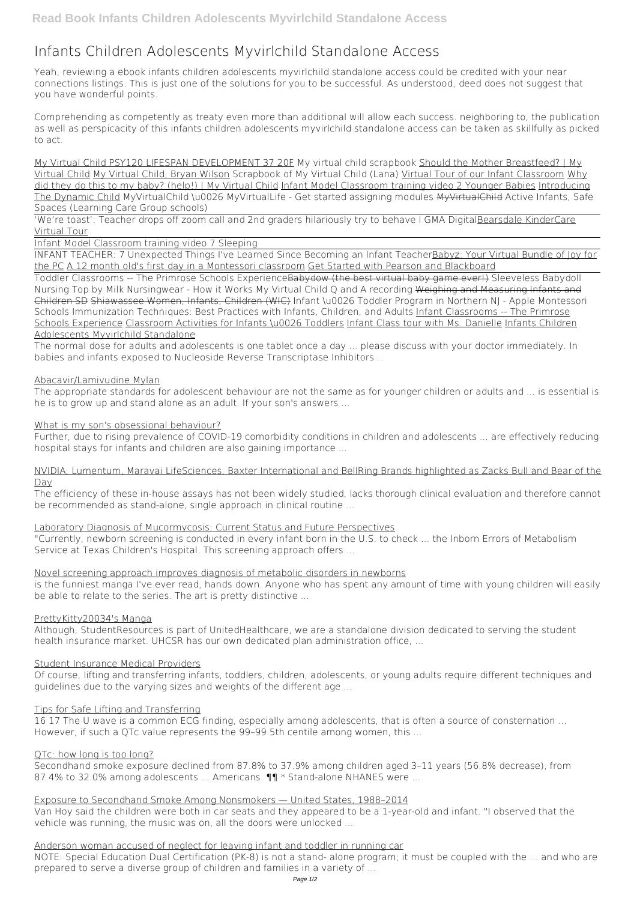# Infants Children Adolescents Myvirlchild Standalone Access

Yeah, reviewing a ebook infants children adolescents myvirlchild standalone access could be credited with your near connections listings. This is just one of the solutions for you to be successful. As understood, deed does not suggest that you have wonderful points.

Comprehending as competently as treaty even more than additional will allow each success. neighboring to, the publication as well as perspicacity of this infants children adolescents myvirlchild standalone access can be taken as skillfully as picked to act.

My Virtual Child PSY120 LIFESPAN DEVELOPMENT 37 20F My virtual child scrapbook Should the Mother Breastfeed? | My Virtual Child My Virtual Child, Bryan Wilson Scrapbook of My Virtual Child (Lana) Virtual Tour of our Infant Classroom Why did they do this to my baby? (help!) | My Virtual Child Infant Model Classroom training video 2 Younger Babies Introducing The Dynamic Child MyVirtualChild \u0026 MyVirtualLife - Get started assigning modules MyVirtualChild Active Infants, Safe Spaces (Learning Care Group schools)

'We're toast': Teacher drops off zoom call and 2nd graders hilariously try to behave l GMA Digital Bearsdale KinderCare Virtual Tour

Infant Model Classroom training video 7 Sleeping

INFANT TEACHER: 7 Unexpected Things I've Learned Since Becoming an Infant Teacher Babyz: Your Virtual Bundle of Joy for the PC A 12 month old's first day in a Montessori classroom Get Started with Pearson and Blackboard

Toddler Classrooms -- The Primrose Schools Experience ~~Babydow (the best virtual baby game ever!)~~ Sleeveless Babydoll Nursing Top by Milk Nursingwear - How it Works My Virtual Child Q and A recording ~~Weighing and Measuring Infants and Children SD~~ ~~Shiawassee Women, Infants, Children (WIC)~~ Infant \u0026 Toddler Program in Northern NJ - Apple Montessori Schools Immunization Techniques: Best Practices with Infants, Children, and Adults Infant Classrooms -- The Primrose Schools Experience Classroom Activities for Infants \u0026 Toddlers Infant Class tour with Ms. Danielle Infants Children Adolescents Myvirlchild Standalone

The normal dose for adults and adolescents is one tablet once a day ... please discuss with your doctor immediately. In babies and infants exposed to Nucleoside Reverse Transcriptase Inhibitors ...

Abacavir/Lamivudine Mylan

The appropriate standards for adolescent behaviour are not the same as for younger children or adults and ... is essential is he is to grow up and stand alone as an adult. If your son's answers ...

What is my son's obsessional behaviour?

Further, due to rising prevalence of COVID-19 comorbidity conditions in children and adolescents ... are effectively reducing hospital stays for infants and children are also gaining importance ...

NVIDIA, Lumentum, Maravai LifeSciences, Baxter International and BellRing Brands highlighted as Zacks Bull and Bear of the Day

The efficiency of these in-house assays has not been widely studied, lacks thorough clinical evaluation and therefore cannot be recommended as stand-alone, single approach in clinical routine ...

Laboratory Diagnosis of Mucormycosis: Current Status and Future Perspectives

"Currently, newborn screening is conducted in every infant born in the U.S. to check ... the Inborn Errors of Metabolism Service at Texas Children's Hospital. This screening approach offers ...

Novel screening approach improves diagnosis of metabolic disorders in newborns

is the funniest manga I've ever read, hands down. Anyone who has spent any amount of time with young children will easily be able to relate to the series. The art is pretty distinctive ...

PrettyKitty20034's Manga

Although, StudentResources is part of UnitedHealthcare, we are a standalone division dedicated to serving the student health insurance market. UHCSR has our own dedicated plan administration office, ...

Student Insurance Medical Providers

Of course, lifting and transferring infants, toddlers, children, adolescents, or young adults require different techniques and guidelines due to the varying sizes and weights of the different age ...

Tips for Safe Lifting and Transferring

16 17 The U wave is a common ECG finding, especially among adolescents, that is often a source of consternation ... However, if such a QTc value represents the 99–99.5th centile among women, this ...

QTc: how long is too long?

Secondhand smoke exposure declined from 87.8% to 37.9% among children aged 3–11 years (56.8% decrease), from 87.4% to 32.0% among adolescents ... Americans. ¶¶ * Stand-alone NHANES were ...

Exposure to Secondhand Smoke Among Nonsmokers — United States, 1988–2014

Van Hoy said the children were both in car seats and they appeared to be a 1-year-old and infant. "I observed that the vehicle was running, the music was on, all the doors were unlocked ...

Anderson woman accused of neglect for leaving infant and toddler in running car

NOTE: Special Education Dual Certification (PK-8) is not a stand- alone program; it must be coupled with the ... and who are prepared to serve a diverse group of children and families in a variety of ...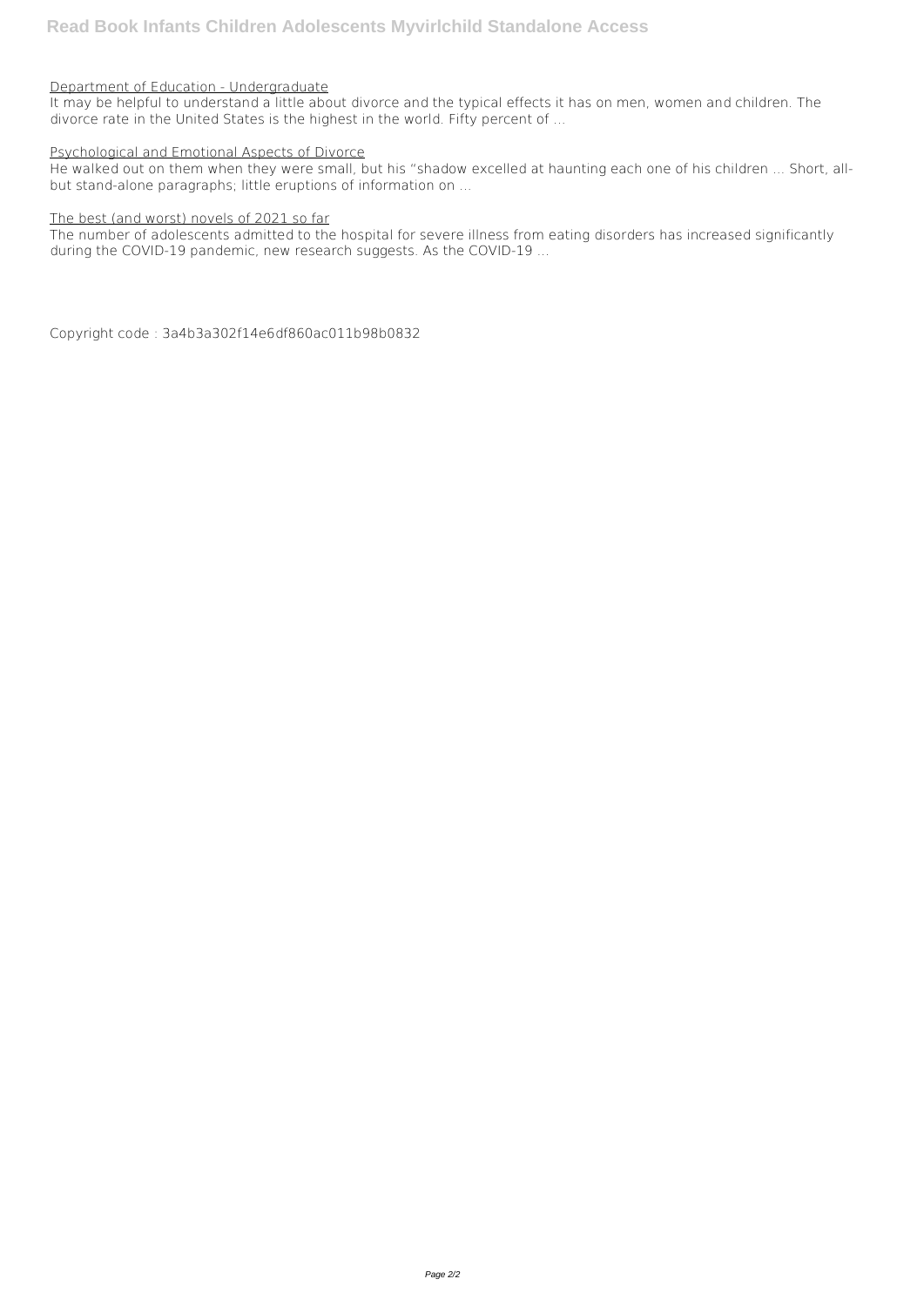Department of Education - Undergraduate

It may be helpful to understand a little about divorce and the typical effects it has on men, women and children. The divorce rate in the United States is the highest in the world. Fifty percent of ...

Psychological and Emotional Aspects of Divorce

He walked out on them when they were small, but his "shadow excelled at haunting each one of his children ... Short, all-but stand-alone paragraphs; little eruptions of information on ...

The best (and worst) novels of 2021 so far

The number of adolescents admitted to the hospital for severe illness from eating disorders has increased significantly during the COVID-19 pandemic, new research suggests. As the COVID-19 ...

Copyright code : 3a4b3a302f14e6df860ac011b98b0832